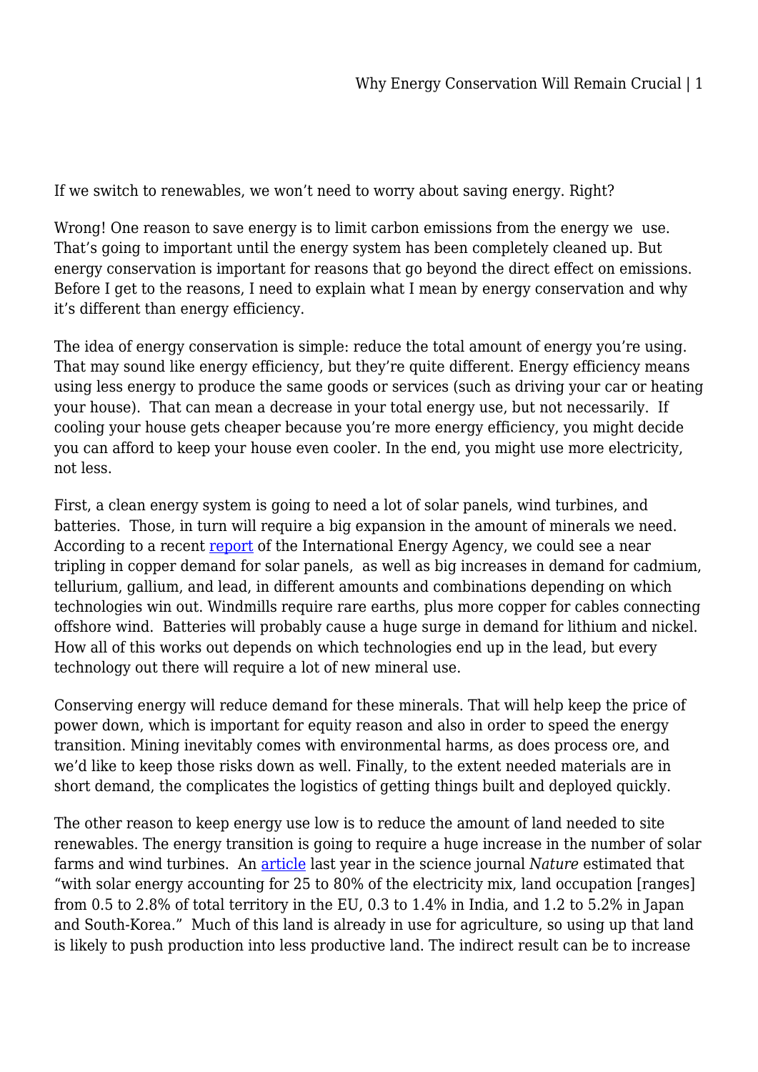If we switch to renewables, we won't need to worry about saving energy. Right?

Wrong! One reason to save energy is to limit carbon emissions from the energy we  use. That's going to important until the energy system has been completely cleaned up. But energy conservation is important for reasons that go beyond the direct effect on emissions. Before I get to the reasons, I need to explain what I mean by energy conservation and why it's different than energy efficiency.

The idea of energy conservation is simple: reduce the total amount of energy you're using. That may sound like energy efficiency, but they're quite different. Energy efficiency means using less energy to produce the same goods or services (such as driving your car or heating your house).  That can mean a decrease in your total energy use, but not necessarily.  If cooling your house gets cheaper because you're more energy efficiency, you might decide you can afford to keep your house even cooler. In the end, you might use more electricity, not less.

First, a clean energy system is going to need a lot of solar panels, wind turbines, and batteries.  Those, in turn will require a big expansion in the amount of minerals we need. According to a recent report of the International Energy Agency, we could see a near tripling in copper demand for solar panels,  as well as big increases in demand for cadmium, tellurium, gallium, and lead, in different amounts and combinations depending on which technologies win out. Windmills require rare earths, plus more copper for cables connecting offshore wind.  Batteries will probably cause a huge surge in demand for lithium and nickel. How all of this works out depends on which technologies end up in the lead, but every technology out there will require a lot of new mineral use.

Conserving energy will reduce demand for these minerals. That will help keep the price of power down, which is important for equity reason and also in order to speed the energy transition. Mining inevitably comes with environmental harms, as does process ore, and we'd like to keep those risks down as well. Finally, to the extent needed materials are in short demand, the complicates the logistics of getting things built and deployed quickly.

The other reason to keep energy use low is to reduce the amount of land needed to site renewables. The energy transition is going to require a huge increase in the number of solar farms and wind turbines.  An article last year in the science journal *Nature* estimated that "with solar energy accounting for 25 to 80% of the electricity mix, land occupation [ranges] from 0.5 to 2.8% of total territory in the EU, 0.3 to 1.4% in India, and 1.2 to 5.2% in Japan and South-Korea."  Much of this land is already in use for agriculture, so using up that land is likely to push production into less productive land. The indirect result can be to increase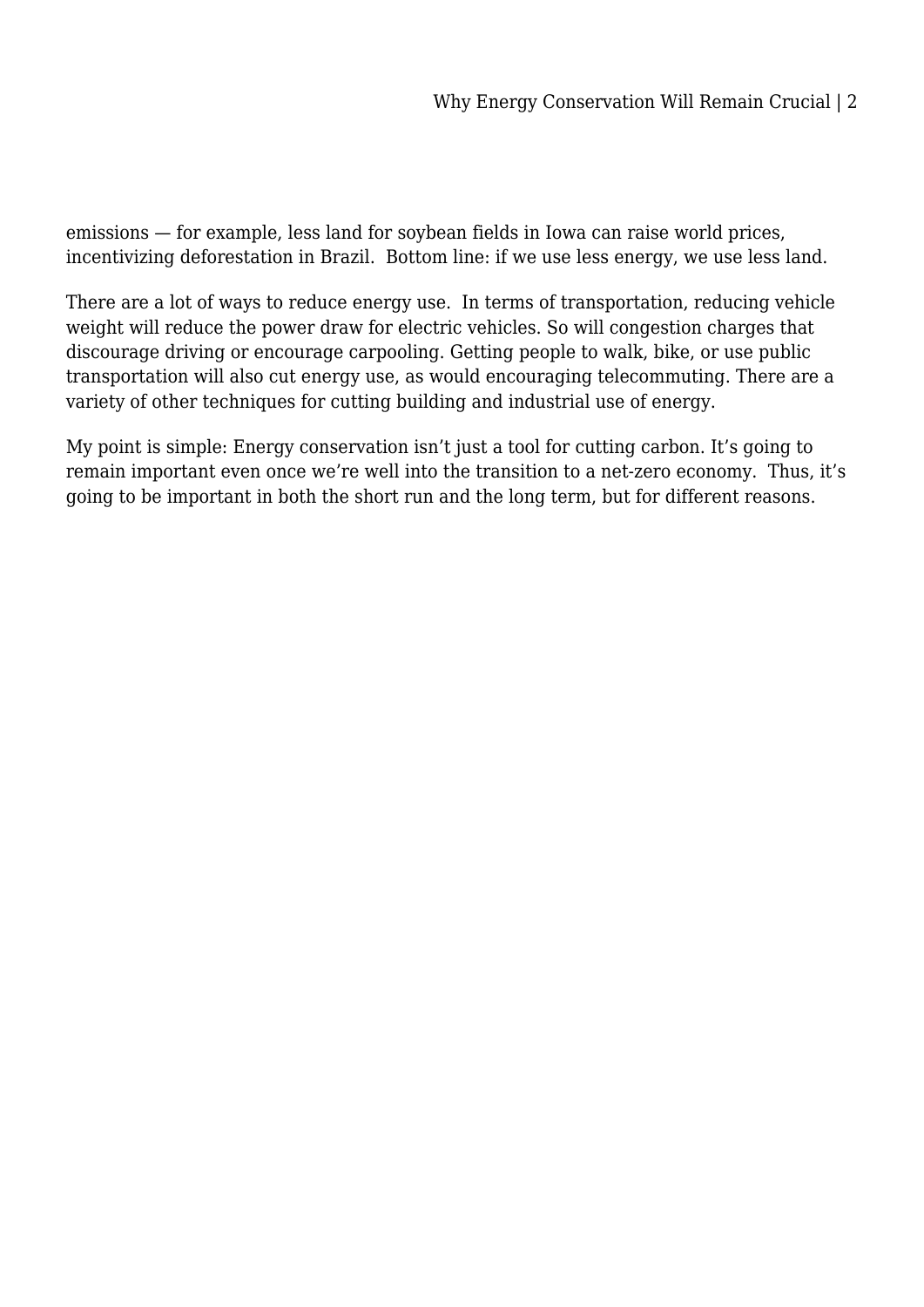emissions — for example, less land for soybean fields in Iowa can raise world prices, incentivizing deforestation in Brazil.  Bottom line: if we use less energy, we use less land.

There are a lot of ways to reduce energy use.  In terms of transportation, reducing vehicle weight will reduce the power draw for electric vehicles. So will congestion charges that discourage driving or encourage carpooling. Getting people to walk, bike, or use public transportation will also cut energy use, as would encouraging telecommuting. There are a variety of other techniques for cutting building and industrial use of energy.

My point is simple: Energy conservation isn't just a tool for cutting carbon. It's going to remain important even once we're well into the transition to a net-zero economy.  Thus, it's going to be important in both the short run and the long term, but for different reasons.